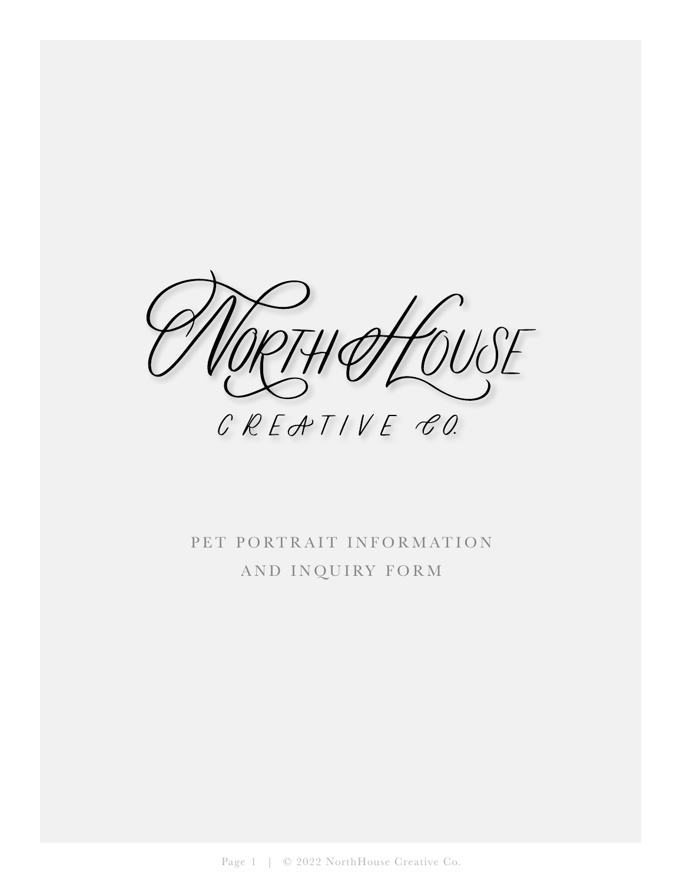# NorthHouse

CREATIVE CO.

## PET PORTRAIT INFORMATION AND INQUIRY FORM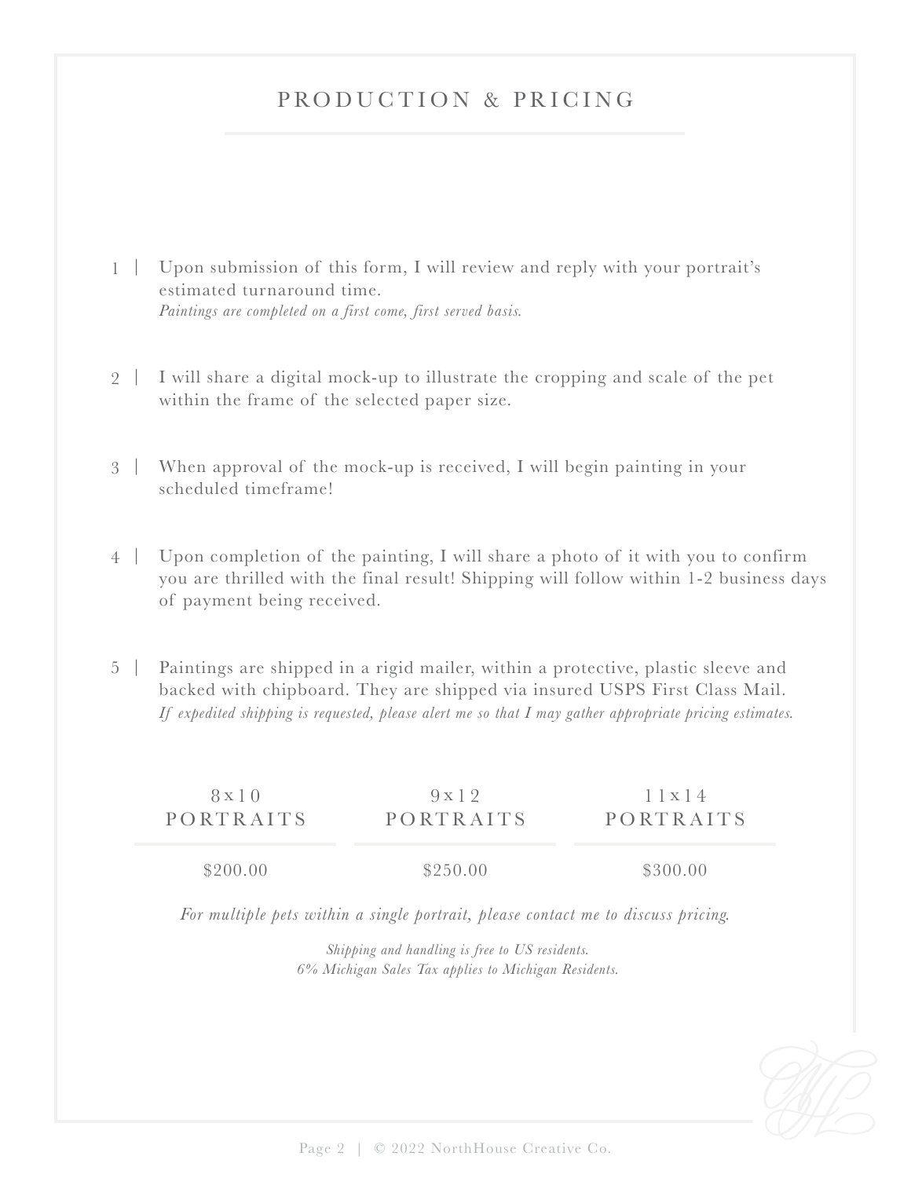# PRODUCTION & PRICING

1 | Upon submission of this form, I will review and reply with your portrait's estimated turnaround time.
*Paintings are completed on a first come, first served basis.*

2 | I will share a digital mock-up to illustrate the cropping and scale of the pet within the frame of the selected paper size.

3 | When approval of the mock-up is received, I will begin painting in your scheduled timeframe!

4 | Upon completion of the painting, I will share a photo of it with you to confirm you are thrilled with the final result! Shipping will follow within 1-2 business days of payment being received.

5 | Paintings are shipped in a rigid mailer, within a protective, plastic sleeve and backed with chipboard. They are shipped via insured USPS First Class Mail.
*If expedited shipping is requested, please alert me so that I may gather appropriate pricing estimates.*

| 8x10 PORTRAITS | 9x12 PORTRAITS | 11x14 PORTRAITS |
|---|---|---|
| $200.00 | $250.00 | $300.00 |

*For multiple pets within a single portrait, please contact me to discuss pricing.*

*Shipping and handling is free to US residents.*
*6% Michigan Sales Tax applies to Michigan Residents.*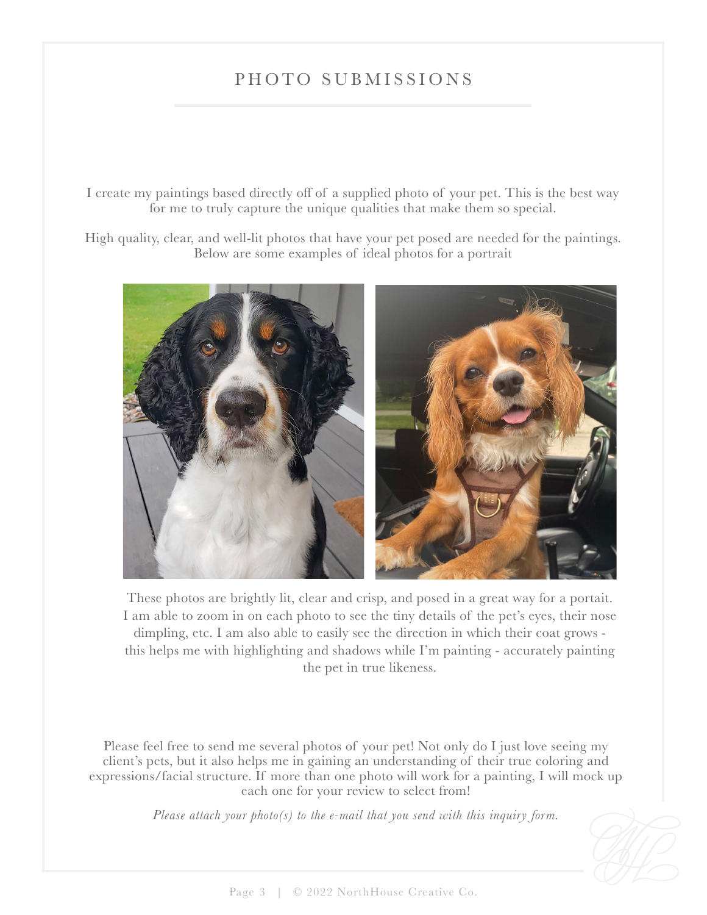# PHOTO SUBMISSIONS

I create my paintings based directly off of a supplied photo of your pet. This is the best way for me to truly capture the unique qualities that make them so special.

High quality, clear, and well-lit photos that have your pet posed are needed for the paintings. Below are some examples of ideal photos for a portrait

These photos are brightly lit, clear and crisp, and posed in a great way for a portait. I am able to zoom in on each photo to see the tiny details of the pet's eyes, their nose dimpling, etc. I am also able to easily see the direction in which their coat grows - this helps me with highlighting and shadows while I'm painting - accurately painting the pet in true likeness.

Please feel free to send me several photos of your pet! Not only do I just love seeing my client's pets, but it also helps me in gaining an understanding of their true coloring and expressions/facial structure. If more than one photo will work for a painting, I will mock up each one for your review to select from!

*Please attach your photo(s) to the e-mail that you send with this inquiry form.*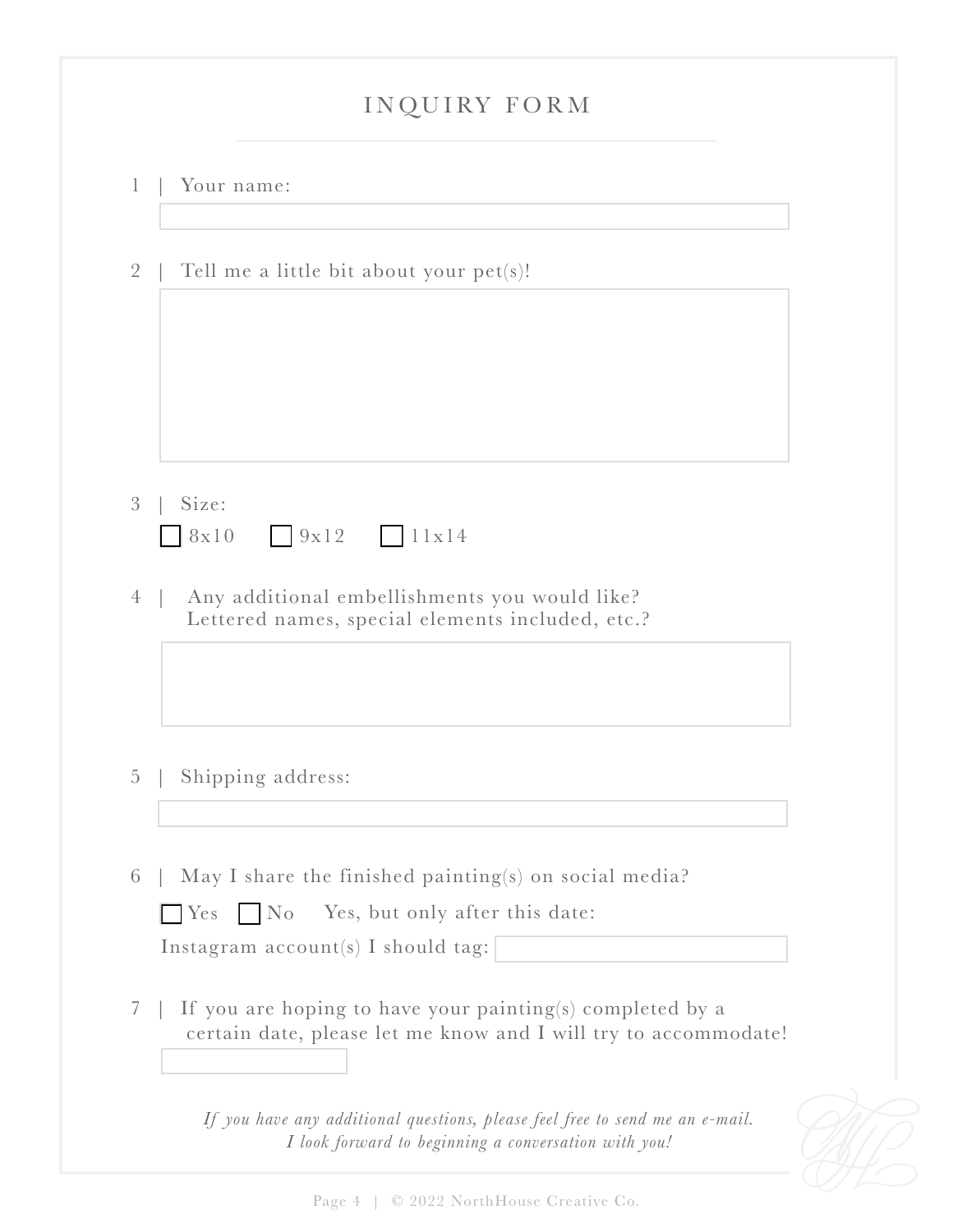# INQUIRY FORM

1 | Your name:

2 | Tell me a little bit about your pet(s)!

3 | Size:

☐ 8x10 ☐ 9x12 ☐ 11x14

4 | Any additional embellishments you would like? Lettered names, special elements included, etc.?

5 | Shipping address:

6 | May I share the finished painting(s) on social media?

☐ Yes ☐ No Yes, but only after this date:

Instagram account(s) I should tag:

7 | If you are hoping to have your painting(s) completed by a certain date, please let me know and I will try to accommodate!

*If you have any additional questions, please feel free to send me an e-mail. I look forward to beginning a conversation with you!*

© 2022 NorthHouse Creative Co.